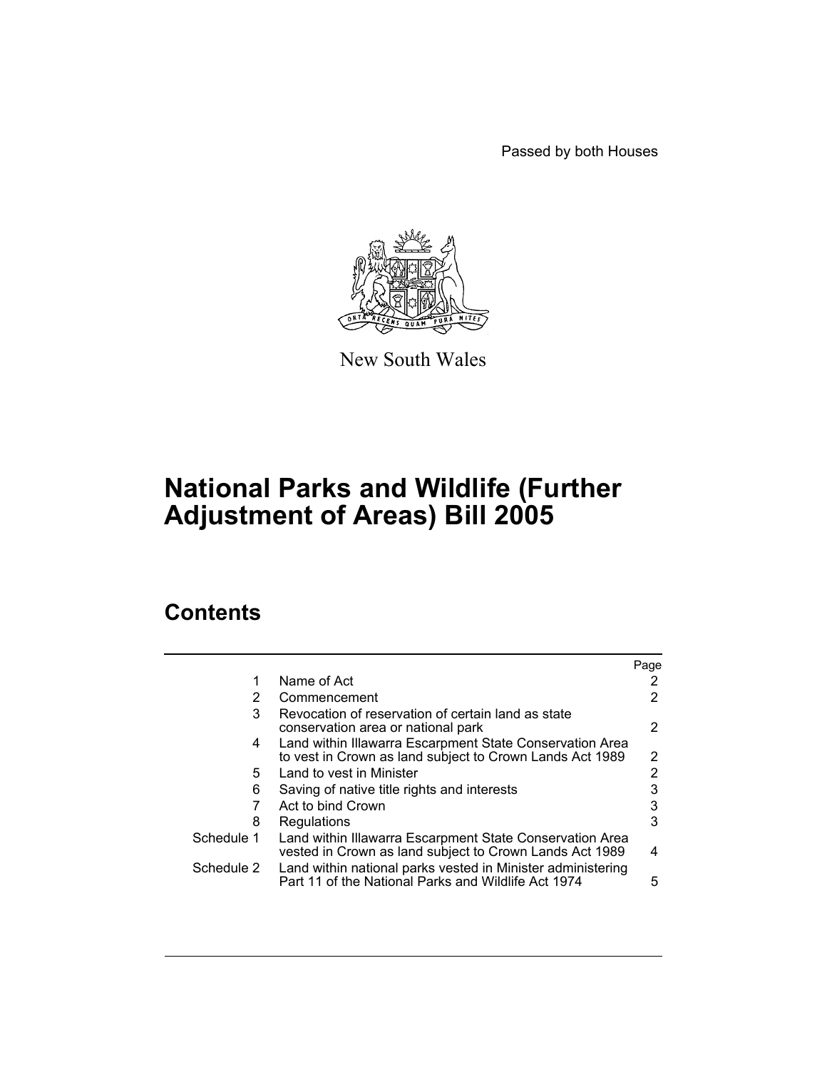Passed by both Houses

New South Wales

# National Parks and Wildlife (Further Adjustment of Areas) Bill 2005

## Contents

| | | Page |
|---|---|---|
| 1 | Name of Act | 2 |
| 2 | Commencement | 2 |
| 3 | Revocation of reservation of certain land as state conservation area or national park | 2 |
| 4 | Land within Illawarra Escarpment State Conservation Area to vest in Crown as land subject to Crown Lands Act 1989 | 2 |
| 5 | Land to vest in Minister | 2 |
| 6 | Saving of native title rights and interests | 3 |
| 7 | Act to bind Crown | 3 |
| 8 | Regulations | 3 |
| Schedule 1 | Land within Illawarra Escarpment State Conservation Area vested in Crown as land subject to Crown Lands Act 1989 | 4 |
| Schedule 2 | Land within national parks vested in Minister administering Part 11 of the National Parks and Wildlife Act 1974 | 5 |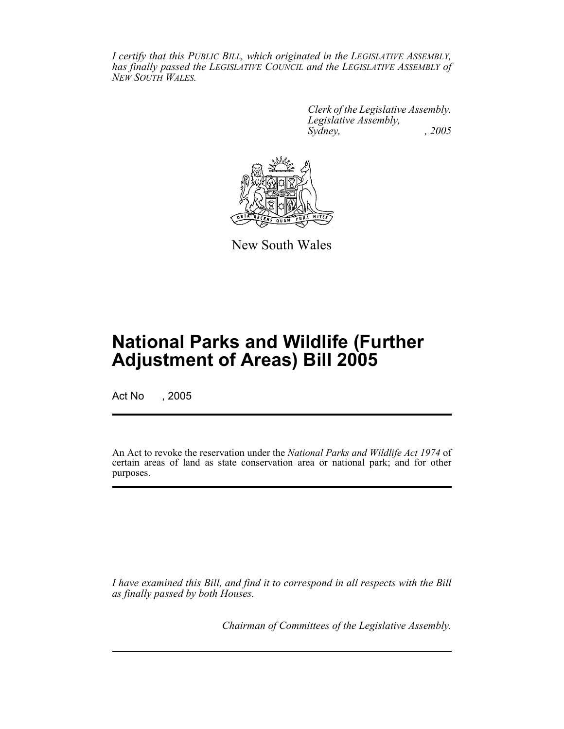*I certify that this PUBLIC BILL, which originated in the LEGISLATIVE ASSEMBLY, has finally passed the LEGISLATIVE COUNCIL and the LEGISLATIVE ASSEMBLY of NEW SOUTH WALES.*

*Clerk of the Legislative Assembly.*
*Legislative Assembly,*
*Sydney, , 2005*

New South Wales

# National Parks and Wildlife (Further Adjustment of Areas) Bill 2005

Act No , 2005

An Act to revoke the reservation under the *National Parks and Wildlife Act 1974* of certain areas of land as state conservation area or national park; and for other purposes.

*I have examined this Bill, and find it to correspond in all respects with the Bill as finally passed by both Houses.*

*Chairman of Committees of the Legislative Assembly.*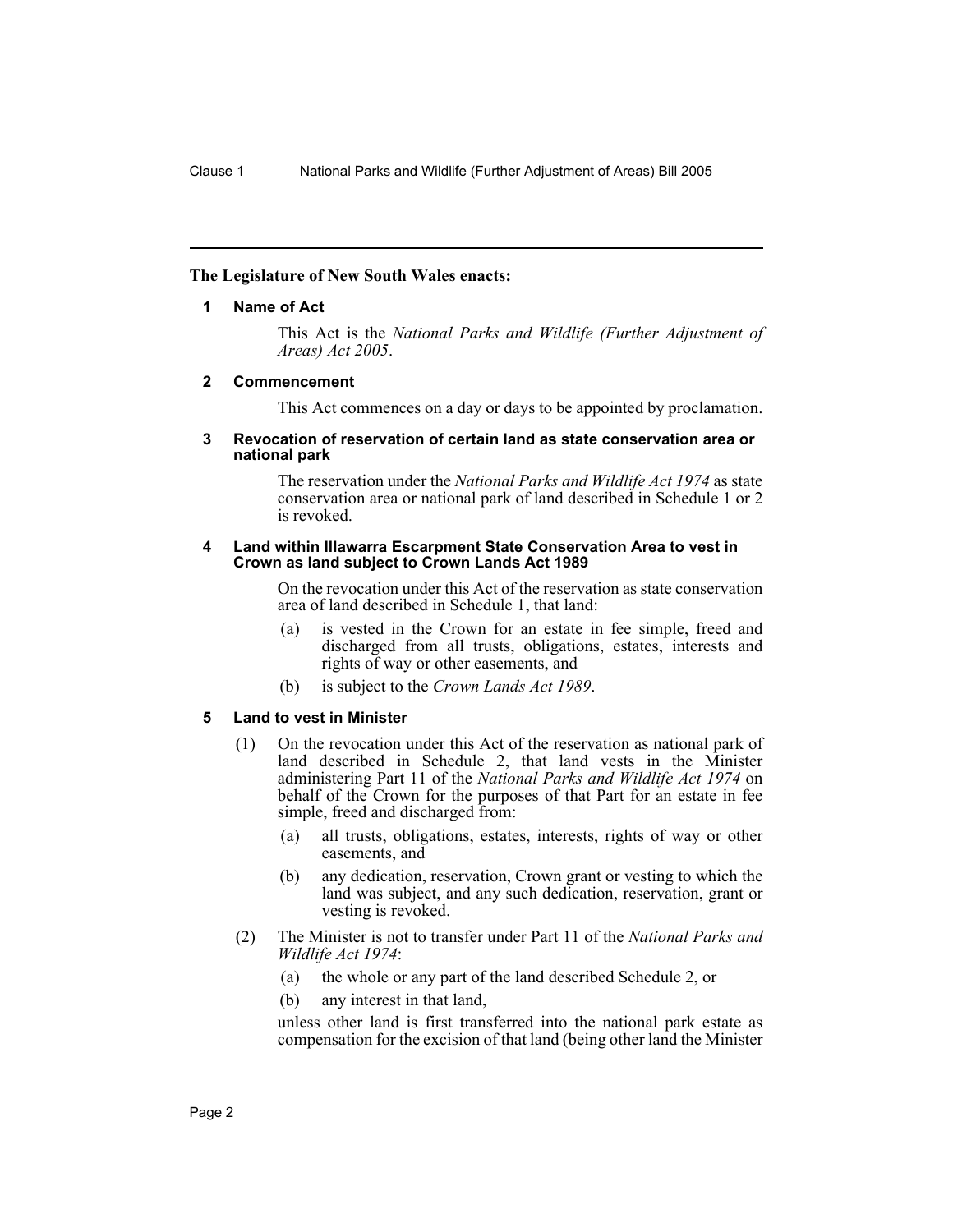**The Legislature of New South Wales enacts:**

#### 1 Name of Act

This Act is the *National Parks and Wildlife (Further Adjustment of Areas) Act 2005*.

#### 2 Commencement

This Act commences on a day or days to be appointed by proclamation.

#### 3 Revocation of reservation of certain land as state conservation area or national park

The reservation under the *National Parks and Wildlife Act 1974* as state conservation area or national park of land described in Schedule 1 or 2 is revoked.

#### 4 Land within Illawarra Escarpment State Conservation Area to vest in Crown as land subject to Crown Lands Act 1989

On the revocation under this Act of the reservation as state conservation area of land described in Schedule 1, that land:

(a) is vested in the Crown for an estate in fee simple, freed and discharged from all trusts, obligations, estates, interests and rights of way or other easements, and

(b) is subject to the *Crown Lands Act 1989*.

#### 5 Land to vest in Minister

(1) On the revocation under this Act of the reservation as national park of land described in Schedule 2, that land vests in the Minister administering Part 11 of the *National Parks and Wildlife Act 1974* on behalf of the Crown for the purposes of that Part for an estate in fee simple, freed and discharged from:

(a) all trusts, obligations, estates, interests, rights of way or other easements, and

(b) any dedication, reservation, Crown grant or vesting to which the land was subject, and any such dedication, reservation, grant or vesting is revoked.

(2) The Minister is not to transfer under Part 11 of the *National Parks and Wildlife Act 1974*:

(a) the whole or any part of the land described Schedule 2, or

(b) any interest in that land,

unless other land is first transferred into the national park estate as compensation for the excision of that land (being other land the Minister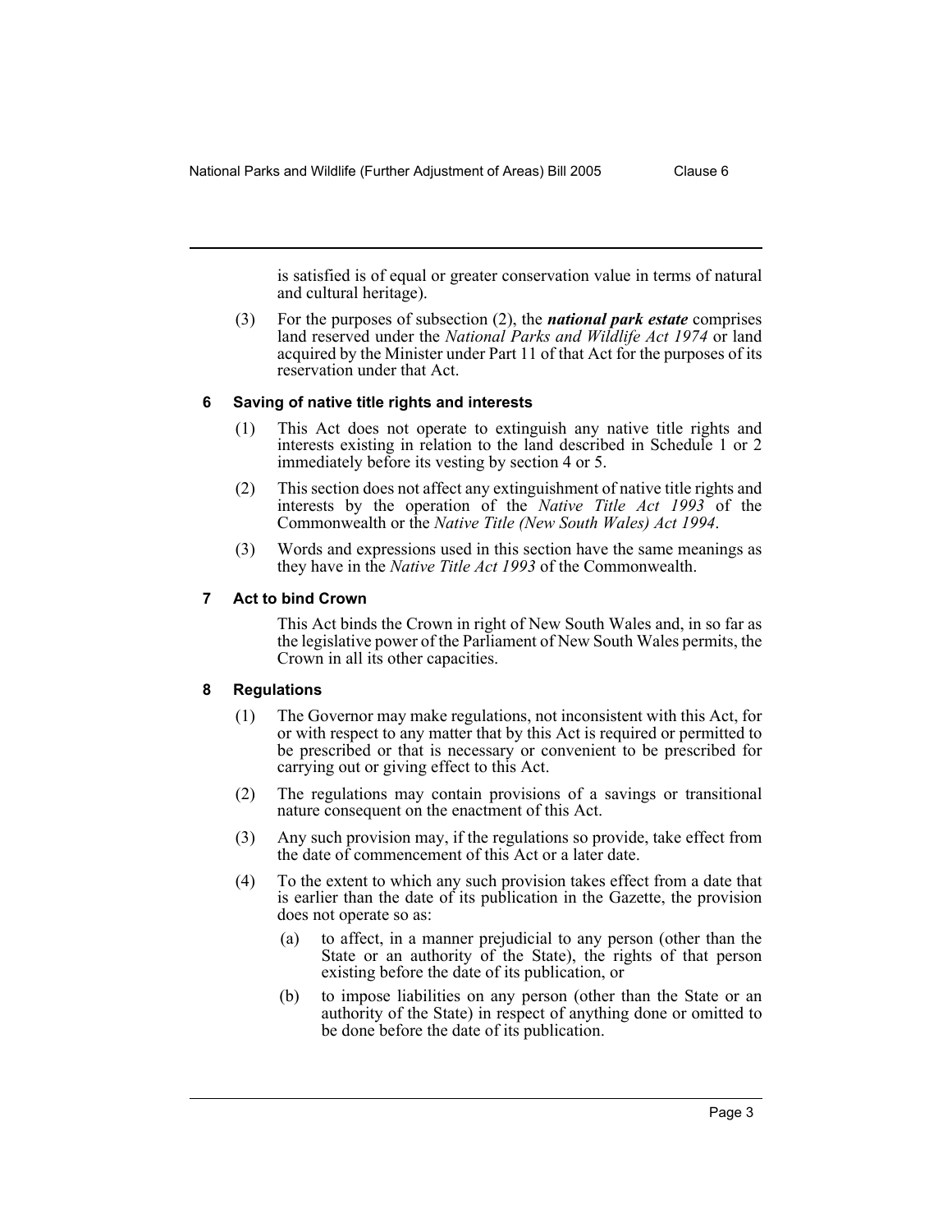is satisfied is of equal or greater conservation value in terms of natural and cultural heritage).

(3) For the purposes of subsection (2), the ***national park estate*** comprises land reserved under the *National Parks and Wildlife Act 1974* or land acquired by the Minister under Part 11 of that Act for the purposes of its reservation under that Act.

### 6 Saving of native title rights and interests

(1) This Act does not operate to extinguish any native title rights and interests existing in relation to the land described in Schedule 1 or 2 immediately before its vesting by section 4 or 5.

(2) This section does not affect any extinguishment of native title rights and interests by the operation of the *Native Title Act 1993* of the Commonwealth or the *Native Title (New South Wales) Act 1994*.

(3) Words and expressions used in this section have the same meanings as they have in the *Native Title Act 1993* of the Commonwealth.

### 7 Act to bind Crown

This Act binds the Crown in right of New South Wales and, in so far as the legislative power of the Parliament of New South Wales permits, the Crown in all its other capacities.

### 8 Regulations

(1) The Governor may make regulations, not inconsistent with this Act, for or with respect to any matter that by this Act is required or permitted to be prescribed or that is necessary or convenient to be prescribed for carrying out or giving effect to this Act.

(2) The regulations may contain provisions of a savings or transitional nature consequent on the enactment of this Act.

(3) Any such provision may, if the regulations so provide, take effect from the date of commencement of this Act or a later date.

(4) To the extent to which any such provision takes effect from a date that is earlier than the date of its publication in the Gazette, the provision does not operate so as:

- (a) to affect, in a manner prejudicial to any person (other than the State or an authority of the State), the rights of that person existing before the date of its publication, or
- (b) to impose liabilities on any person (other than the State or an authority of the State) in respect of anything done or omitted to be done before the date of its publication.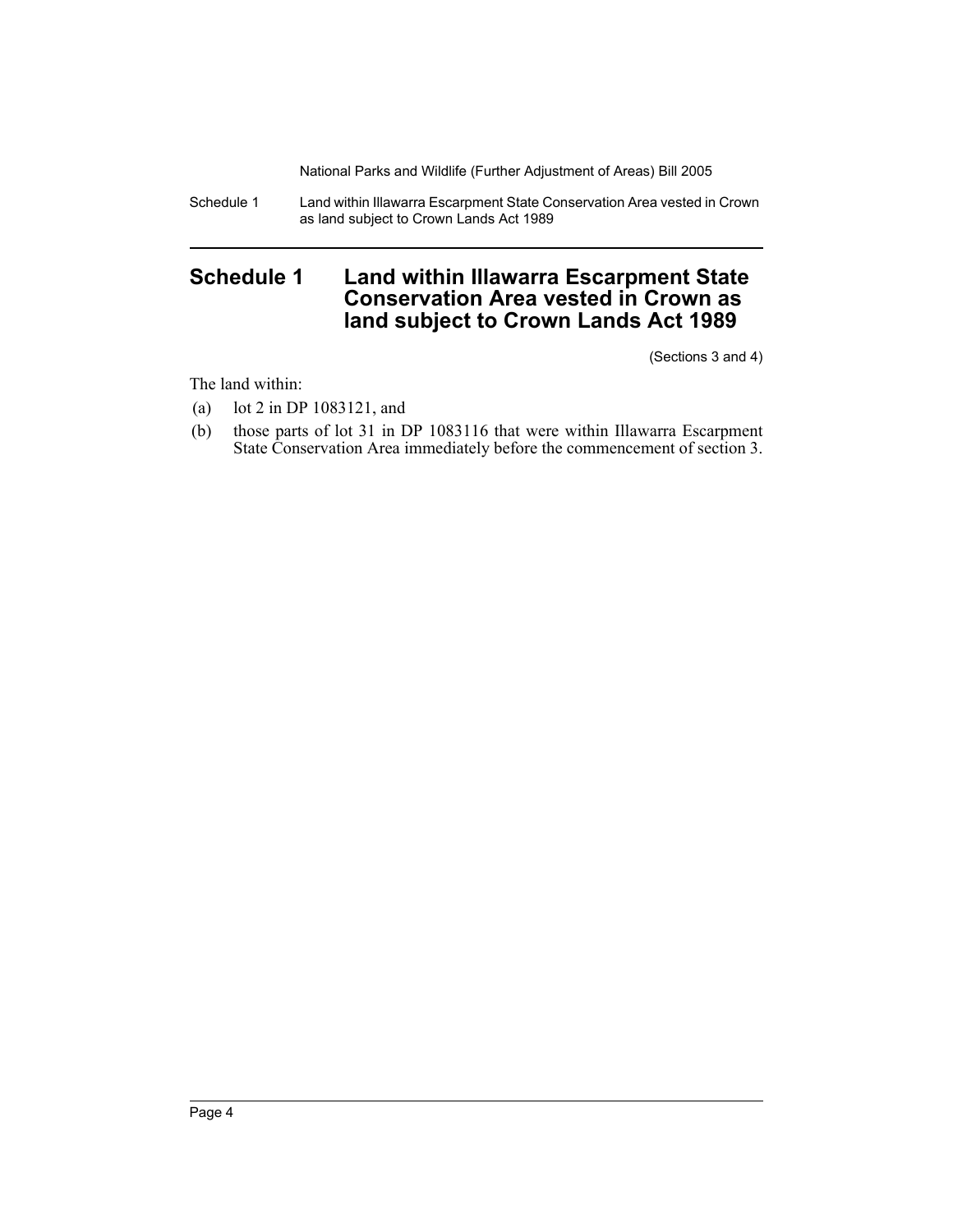# Schedule 1 Land within Illawarra Escarpment State Conservation Area vested in Crown as land subject to Crown Lands Act 1989

(Sections 3 and 4)

The land within:

(a) lot 2 in DP 1083121, and

(b) those parts of lot 31 in DP 1083116 that were within Illawarra Escarpment State Conservation Area immediately before the commencement of section 3.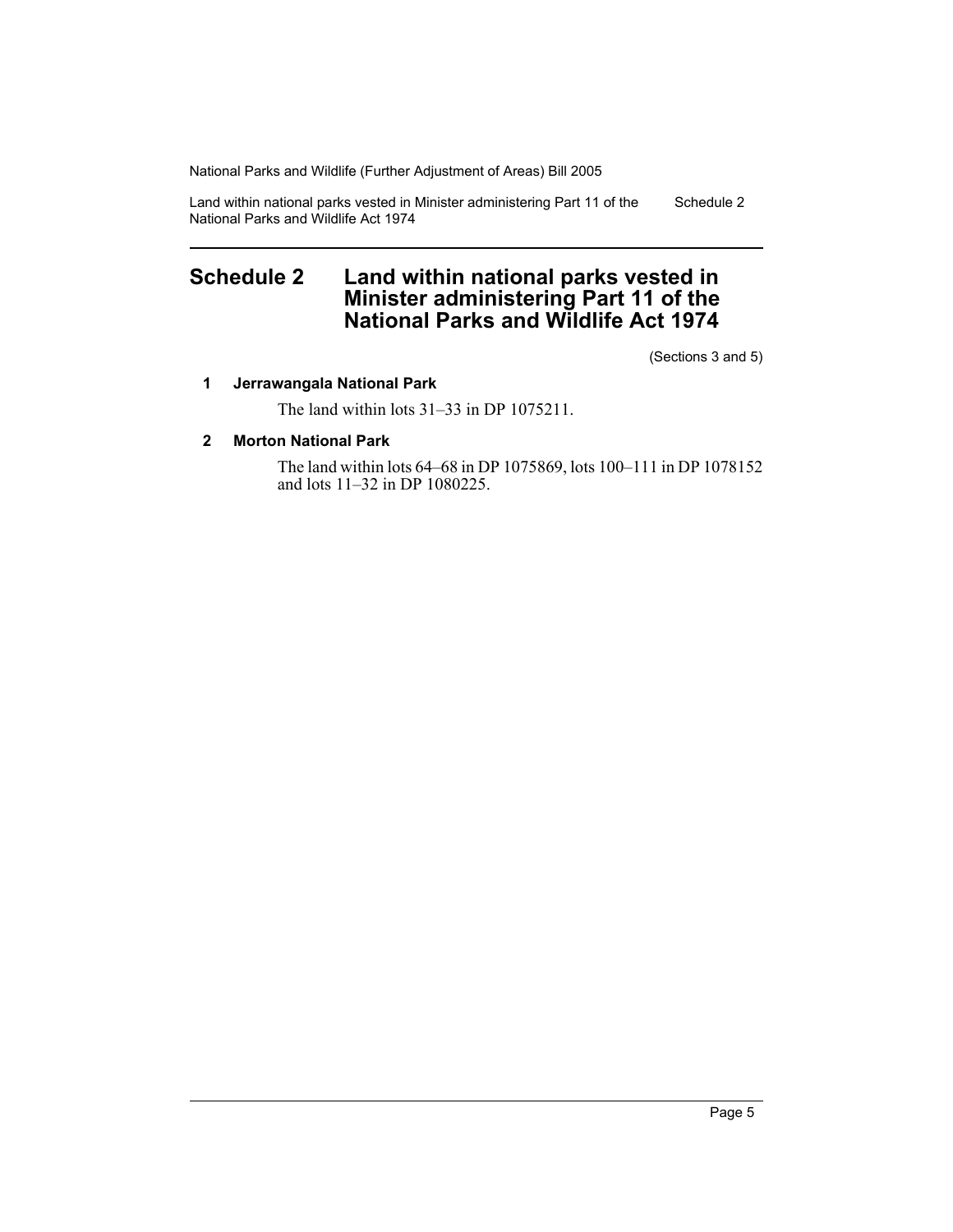# Schedule 2 Land within national parks vested in Minister administering Part 11 of the National Parks and Wildlife Act 1974

(Sections 3 and 5)

### 1 Jerrawangala National Park

The land within lots 31–33 in DP 1075211.

### 2 Morton National Park

The land within lots 64–68 in DP 1075869, lots 100–111 in DP 1078152 and lots 11–32 in DP 1080225.